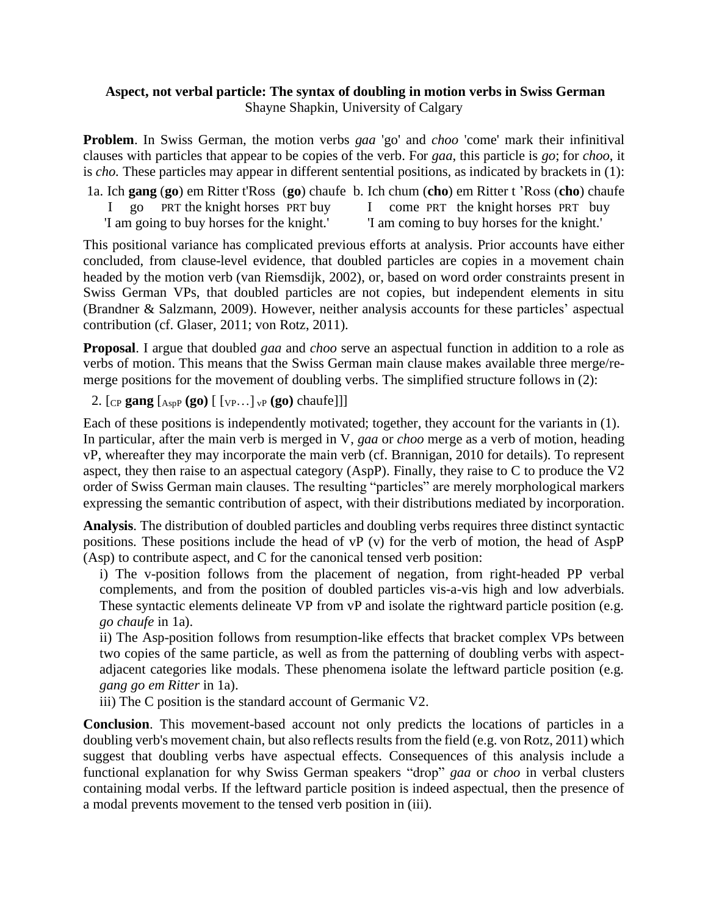**Aspect, not verbal particle: The syntax of doubling in motion verbs in Swiss German**
Shayne Shapkin, University of Calgary

**Problem**. In Swiss German, the motion verbs *gaa* 'go' and *choo* 'come' mark their infinitival clauses with particles that appear to be copies of the verb. For *gaa*, this particle is *go*; for *choo*, it is *cho*. These particles may appear in different sentential positions, as indicated by brackets in (1):

1a. Ich **gang** (**go**) em Ritter t'Ross (**go**) chaufe
 I go PRT the knight horses PRT buy
 'I am going to buy horses for the knight.'

b. Ich chum (**cho**) em Ritter t 'Ross (**cho**) chaufe
 I come PRT the knight horses PRT buy
 'I am coming to buy horses for the knight.'

This positional variance has complicated previous efforts at analysis. Prior accounts have either concluded, from clause-level evidence, that doubled particles are copies in a movement chain headed by the motion verb (van Riemsdijk, 2002), or, based on word order constraints present in Swiss German VPs, that doubled particles are not copies, but independent elements in situ (Brandner & Salzmann, 2009). However, neither analysis accounts for these particles' aspectual contribution (cf. Glaser, 2011; von Rotz, 2011).

**Proposal**. I argue that doubled *gaa* and *choo* serve an aspectual function in addition to a role as verbs of motion. This means that the Swiss German main clause makes available three merge/re-merge positions for the movement of doubling verbs. The simplified structure follows in (2):

2. $[_{CP}$ **gang** $[_{AspP}$ **(go)** $[$ $[_{VP}\ldots]_{vP}$ **(go)** chaufe$]]]$

Each of these positions is independently motivated; together, they account for the variants in (1). In particular, after the main verb is merged in V, *gaa* or *choo* merge as a verb of motion, heading vP, whereafter they may incorporate the main verb (cf. Brannigan, 2010 for details). To represent aspect, they then raise to an aspectual category (AspP). Finally, they raise to C to produce the V2 order of Swiss German main clauses. The resulting "particles" are merely morphological markers expressing the semantic contribution of aspect, with their distributions mediated by incorporation.

**Analysis**. The distribution of doubled particles and doubling verbs requires three distinct syntactic positions. These positions include the head of vP (v) for the verb of motion, the head of AspP (Asp) to contribute aspect, and C for the canonical tensed verb position:

i) The v-position follows from the placement of negation, from right-headed PP verbal complements, and from the position of doubled particles vis-a-vis high and low adverbials. These syntactic elements delineate VP from vP and isolate the rightward particle position (e.g. *go chaufe* in 1a).

ii) The Asp-position follows from resumption-like effects that bracket complex VPs between two copies of the same particle, as well as from the patterning of doubling verbs with aspect-adjacent categories like modals. These phenomena isolate the leftward particle position (e.g. *gang go em Ritter* in 1a).

iii) The C position is the standard account of Germanic V2.

**Conclusion**. This movement-based account not only predicts the locations of particles in a doubling verb's movement chain, but also reflects results from the field (e.g. von Rotz, 2011) which suggest that doubling verbs have aspectual effects. Consequences of this analysis include a functional explanation for why Swiss German speakers "drop" *gaa* or *choo* in verbal clusters containing modal verbs. If the leftward particle position is indeed aspectual, then the presence of a modal prevents movement to the tensed verb position in (iii).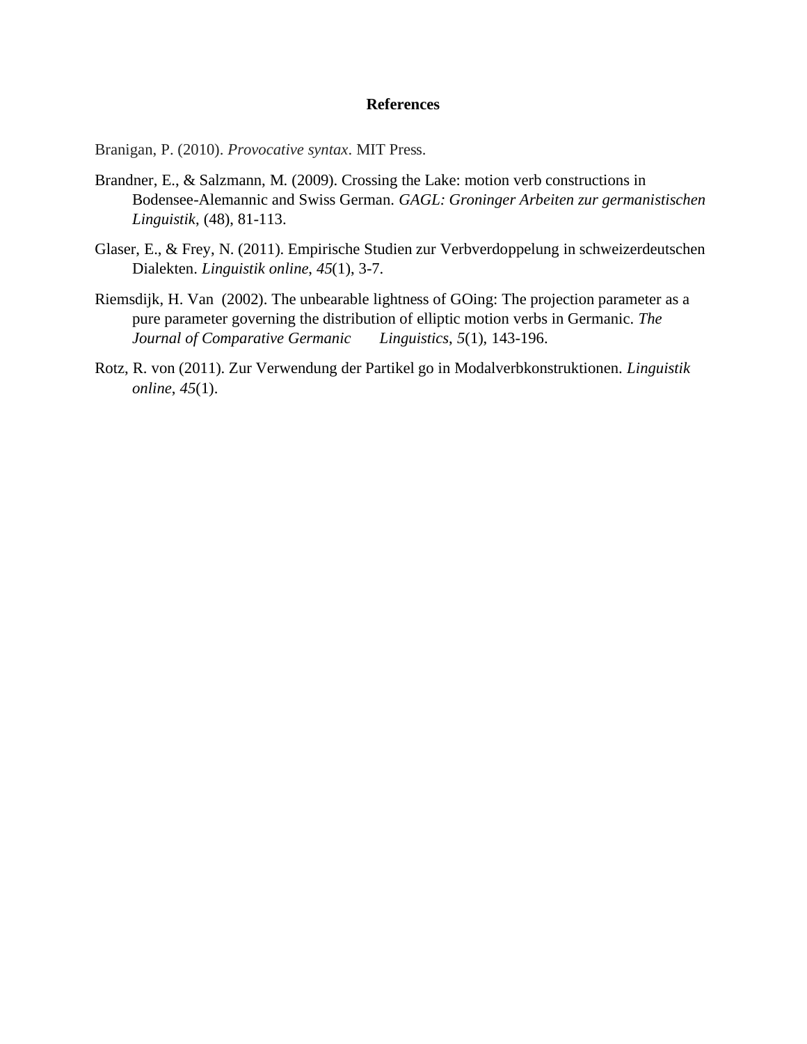# References

Branigan, P. (2010). *Provocative syntax*. MIT Press.

Brandner, E., & Salzmann, M. (2009). Crossing the Lake: motion verb constructions in Bodensee-Alemannic and Swiss German. *GAGL: Groninger Arbeiten zur germanistischen Linguistik*, (48), 81-113.

Glaser, E., & Frey, N. (2011). Empirische Studien zur Verbverdoppelung in schweizerdeutschen Dialekten. *Linguistik online*, *45*(1), 3-7.

Riemsdijk, H. Van (2002). The unbearable lightness of GOing: The projection parameter as a pure parameter governing the distribution of elliptic motion verbs in Germanic. *The Journal of Comparative Germanic Linguistics*, *5*(1), 143-196.

Rotz, R. von (2011). Zur Verwendung der Partikel go in Modalverbkonstruktionen. *Linguistik online*, *45*(1).